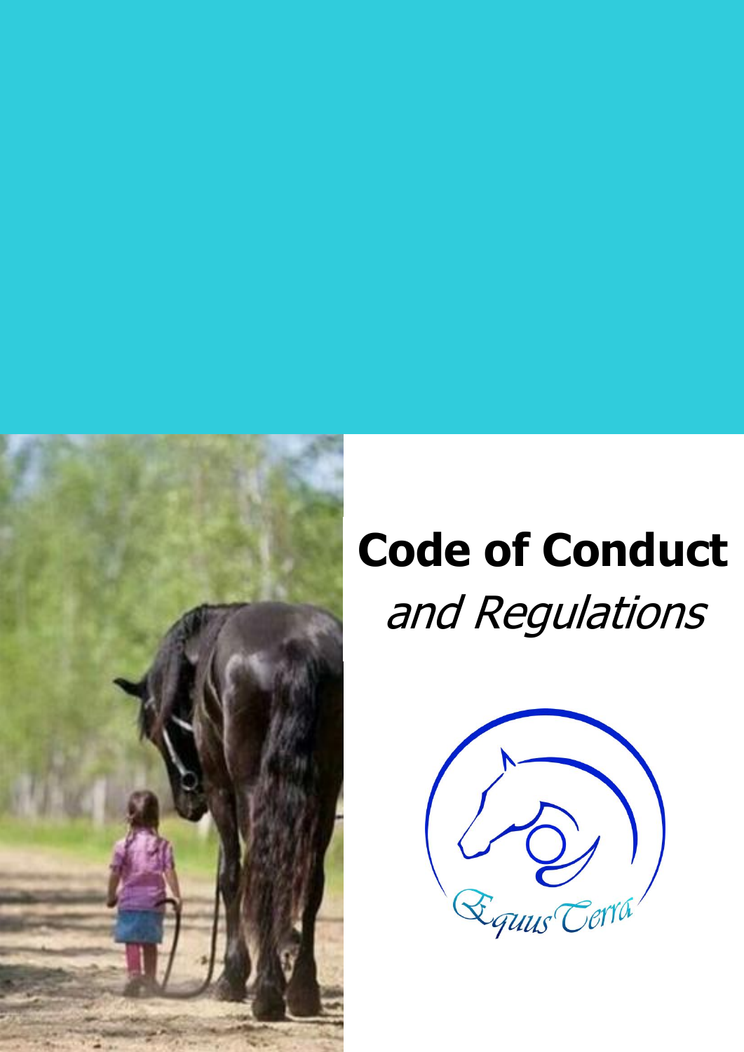# Code of Conduct

*and Regulations*

EquusTerra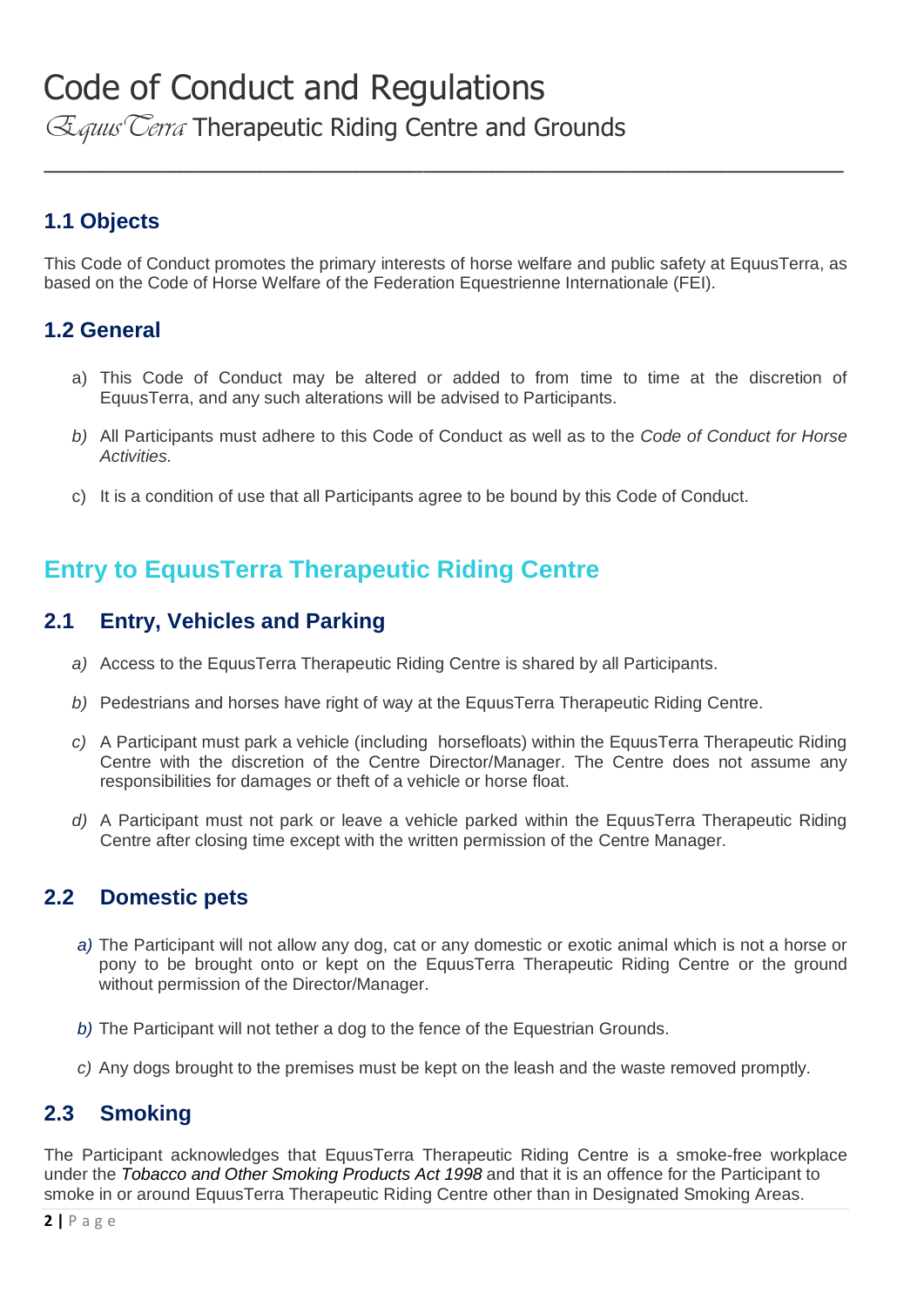# Code of Conduct and Regulations

EquusTerra Therapeutic Riding Centre and Grounds

## 1.1 Objects

This Code of Conduct promotes the primary interests of horse welfare and public safety at EquusTerra, as based on the Code of Horse Welfare of the Federation Equestrienne Internationale (FEI).

## 1.2 General

a) This Code of Conduct may be altered or added to from time to time at the discretion of EquusTerra, and any such alterations will be advised to Participants.

*b)* All Participants must adhere to this Code of Conduct as well as to the *Code of Conduct for Horse Activities.*

c) It is a condition of use that all Participants agree to be bound by this Code of Conduct.

# Entry to EquusTerra Therapeutic Riding Centre

## 2.1 Entry, Vehicles and Parking

*a)* Access to the EquusTerra Therapeutic Riding Centre is shared by all Participants.

*b)* Pedestrians and horses have right of way at the EquusTerra Therapeutic Riding Centre.

*c)* A Participant must park a vehicle (including horsefloats) within the EquusTerra Therapeutic Riding Centre with the discretion of the Centre Director/Manager. The Centre does not assume any responsibilities for damages or theft of a vehicle or horse float.

*d)* A Participant must not park or leave a vehicle parked within the EquusTerra Therapeutic Riding Centre after closing time except with the written permission of the Centre Manager.

## 2.2 Domestic pets

*a)* The Participant will not allow any dog, cat or any domestic or exotic animal which is not a horse or pony to be brought onto or kept on the EquusTerra Therapeutic Riding Centre or the ground without permission of the Director/Manager.

*b)* The Participant will not tether a dog to the fence of the Equestrian Grounds.

*c)* Any dogs brought to the premises must be kept on the leash and the waste removed promptly.

## 2.3 Smoking

The Participant acknowledges that EquusTerra Therapeutic Riding Centre is a smoke-free workplace under the *Tobacco and Other Smoking Products Act 1998* and that it is an offence for the Participant to smoke in or around EquusTerra Therapeutic Riding Centre other than in Designated Smoking Areas.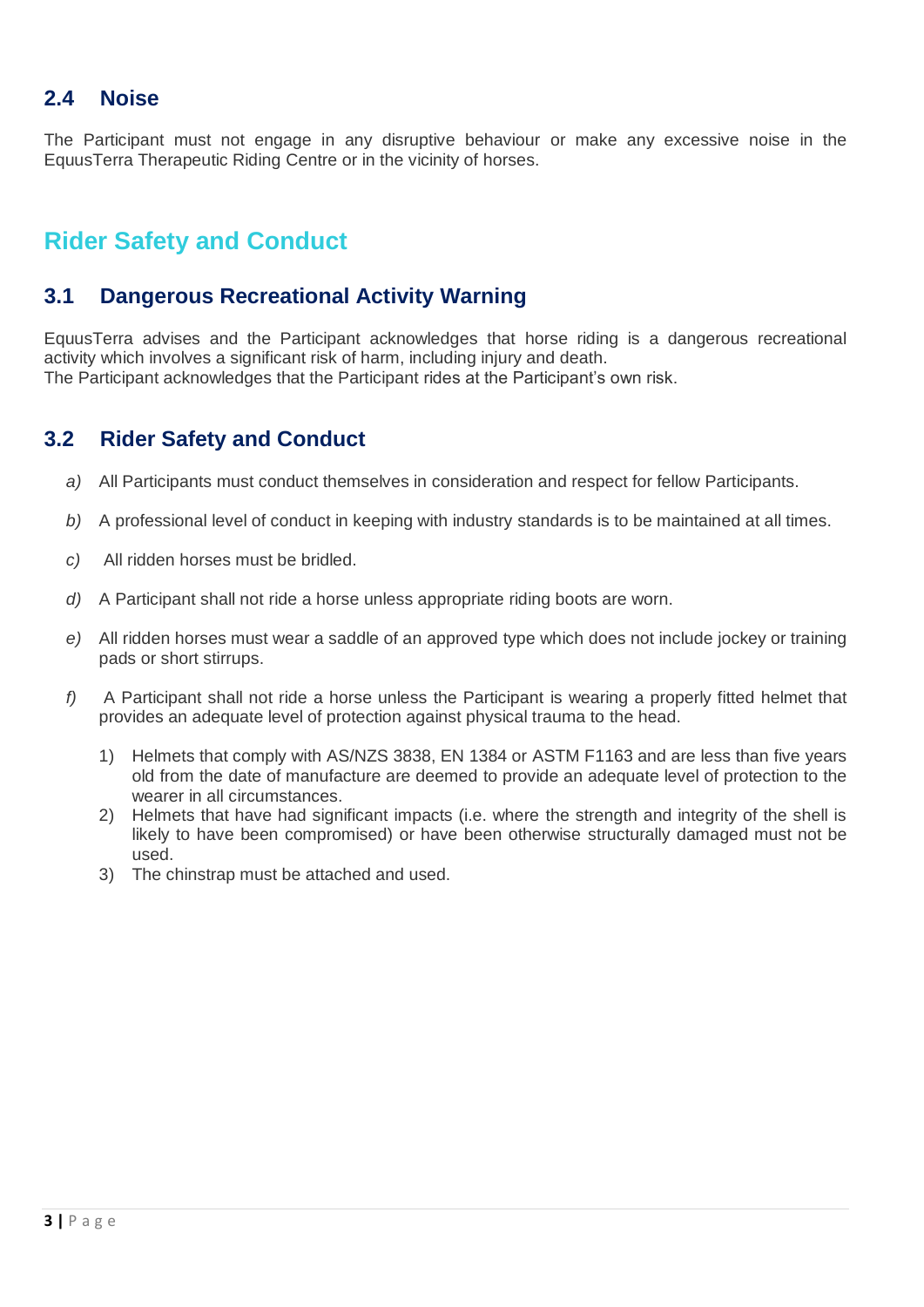### 2.4 Noise

The Participant must not engage in any disruptive behaviour or make any excessive noise in the EquusTerra Therapeutic Riding Centre or in the vicinity of horses.

## Rider Safety and Conduct

### 3.1 Dangerous Recreational Activity Warning

EquusTerra advises and the Participant acknowledges that horse riding is a dangerous recreational activity which involves a significant risk of harm, including injury and death.
The Participant acknowledges that the Participant rides at the Participant's own risk.

### 3.2 Rider Safety and Conduct

*a)* All Participants must conduct themselves in consideration and respect for fellow Participants.

*b)* A professional level of conduct in keeping with industry standards is to be maintained at all times.

*c)* All ridden horses must be bridled.

*d)* A Participant shall not ride a horse unless appropriate riding boots are worn.

*e)* All ridden horses must wear a saddle of an approved type which does not include jockey or training pads or short stirrups.

*f)* A Participant shall not ride a horse unless the Participant is wearing a properly fitted helmet that provides an adequate level of protection against physical trauma to the head.

1) Helmets that comply with AS/NZS 3838, EN 1384 or ASTM F1163 and are less than five years old from the date of manufacture are deemed to provide an adequate level of protection to the wearer in all circumstances.
2) Helmets that have had significant impacts (i.e. where the strength and integrity of the shell is likely to have been compromised) or have been otherwise structurally damaged must not be used.
3) The chinstrap must be attached and used.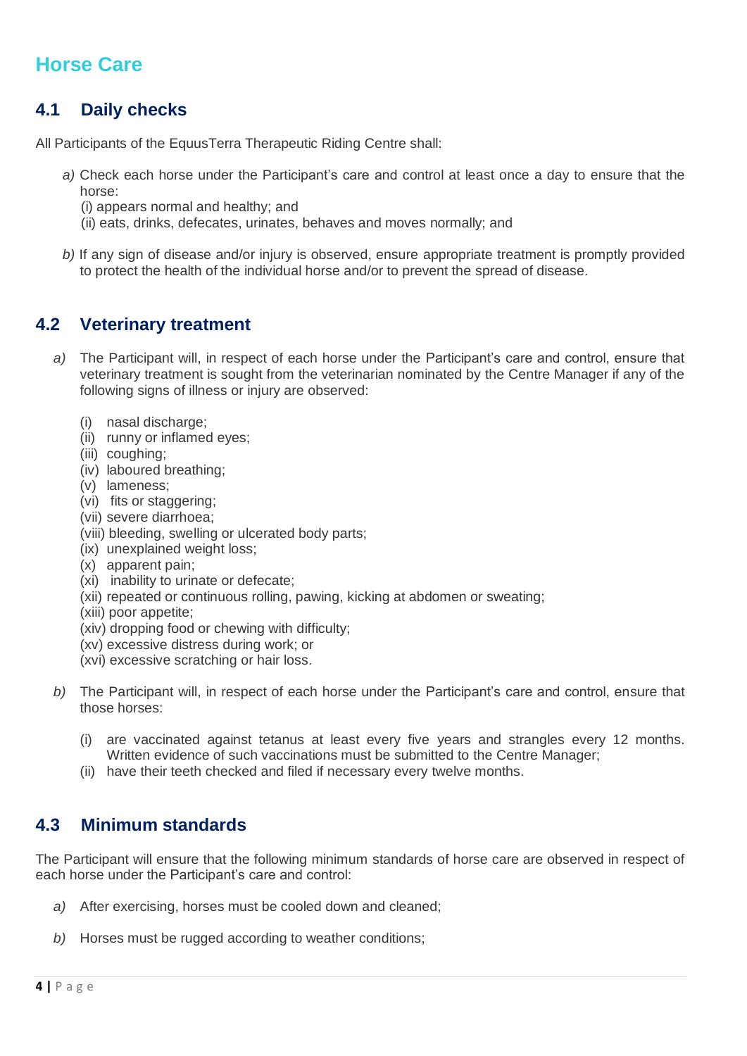# Horse Care

## 4.1 Daily checks

All Participants of the EquusTerra Therapeutic Riding Centre shall:

*a)* Check each horse under the Participant's care and control at least once a day to ensure that the horse:
(i) appears normal and healthy; and
(ii) eats, drinks, defecates, urinates, behaves and moves normally; and

*b)* If any sign of disease and/or injury is observed, ensure appropriate treatment is promptly provided to protect the health of the individual horse and/or to prevent the spread of disease.

## 4.2 Veterinary treatment

*a)* The Participant will, in respect of each horse under the Participant's care and control, ensure that veterinary treatment is sought from the veterinarian nominated by the Centre Manager if any of the following signs of illness or injury are observed:

(i) nasal discharge;
(ii) runny or inflamed eyes;
(iii) coughing;
(iv) laboured breathing;
(v) lameness;
(vi) fits or staggering;
(vii) severe diarrhoea;
(viii) bleeding, swelling or ulcerated body parts;
(ix) unexplained weight loss;
(x) apparent pain;
(xi) inability to urinate or defecate;
(xii) repeated or continuous rolling, pawing, kicking at abdomen or sweating;
(xiii) poor appetite;
(xiv) dropping food or chewing with difficulty;
(xv) excessive distress during work; or
(xvi) excessive scratching or hair loss.

*b)* The Participant will, in respect of each horse under the Participant's care and control, ensure that those horses:

(i) are vaccinated against tetanus at least every five years and strangles every 12 months. Written evidence of such vaccinations must be submitted to the Centre Manager;
(ii) have their teeth checked and filed if necessary every twelve months.

## 4.3 Minimum standards

The Participant will ensure that the following minimum standards of horse care are observed in respect of each horse under the Participant's care and control:

*a)* After exercising, horses must be cooled down and cleaned;

*b)* Horses must be rugged according to weather conditions;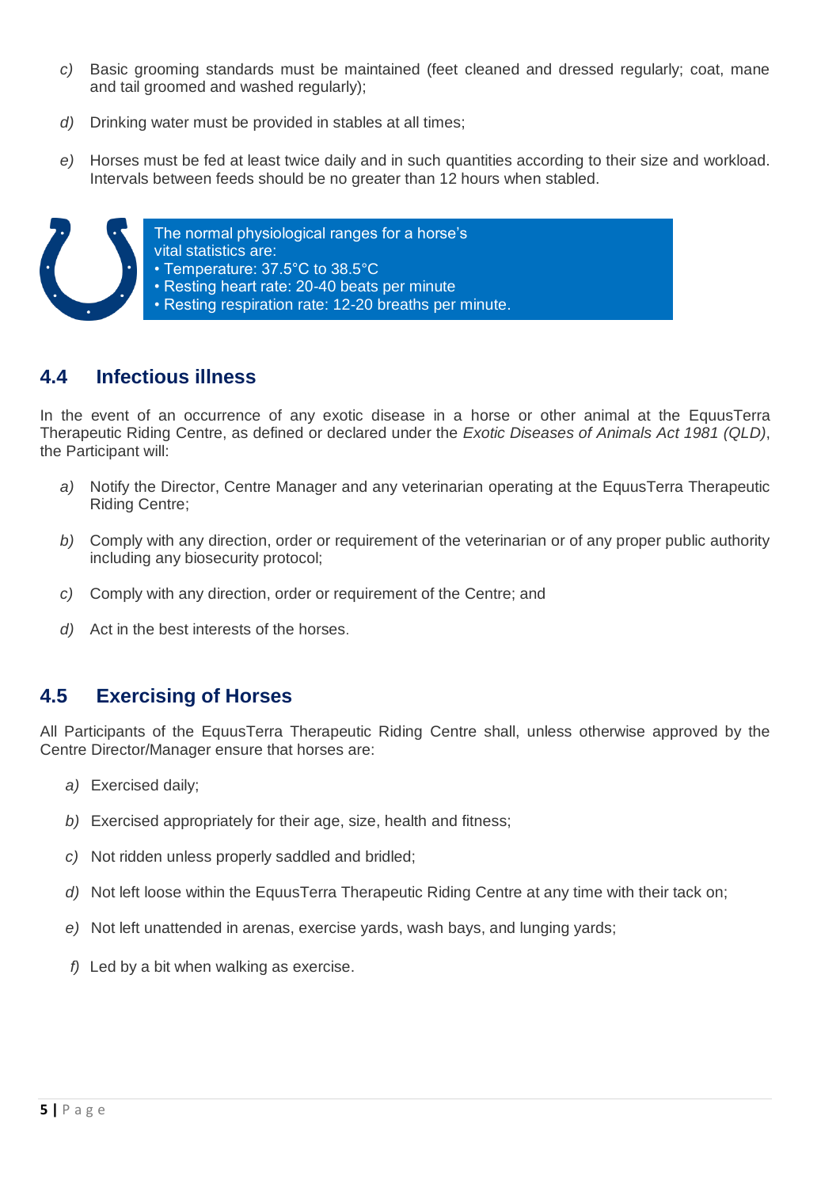c) Basic grooming standards must be maintained (feet cleaned and dressed regularly; coat, mane and tail groomed and washed regularly);

d) Drinking water must be provided in stables at all times;

e) Horses must be fed at least twice daily and in such quantities according to their size and workload. Intervals between feeds should be no greater than 12 hours when stabled.

> The normal physiological ranges for a horse's vital statistics are:
> • Temperature: 37.5°C to 38.5°C
> • Resting heart rate: 20-40 beats per minute
> • Resting respiration rate: 12-20 breaths per minute.

## 4.4 Infectious illness

In the event of an occurrence of any exotic disease in a horse or other animal at the EquusTerra Therapeutic Riding Centre, as defined or declared under the *Exotic Diseases of Animals Act 1981 (QLD)*, the Participant will:

a) Notify the Director, Centre Manager and any veterinarian operating at the EquusTerra Therapeutic Riding Centre;

b) Comply with any direction, order or requirement of the veterinarian or of any proper public authority including any biosecurity protocol;

c) Comply with any direction, order or requirement of the Centre; and

d) Act in the best interests of the horses.

## 4.5 Exercising of Horses

All Participants of the EquusTerra Therapeutic Riding Centre shall, unless otherwise approved by the Centre Director/Manager ensure that horses are:

a) Exercised daily;

b) Exercised appropriately for their age, size, health and fitness;

c) Not ridden unless properly saddled and bridled;

d) Not left loose within the EquusTerra Therapeutic Riding Centre at any time with their tack on;

e) Not left unattended in arenas, exercise yards, wash bays, and lunging yards;

f) Led by a bit when walking as exercise.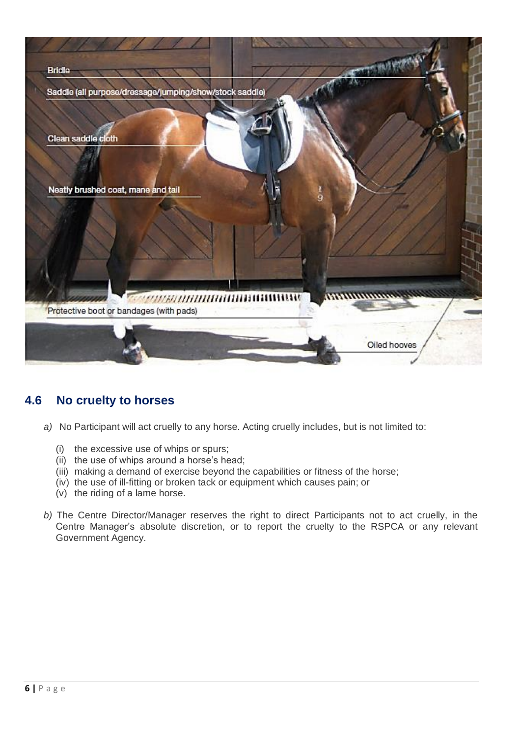## 4.6 No cruelty to horses

*a)* No Participant will act cruelly to any horse. Acting cruelly includes, but is not limited to:

(i) the excessive use of whips or spurs;
(ii) the use of whips around a horse's head;
(iii) making a demand of exercise beyond the capabilities or fitness of the horse;
(iv) the use of ill-fitting or broken tack or equipment which causes pain; or
(v) the riding of a lame horse.

*b)* The Centre Director/Manager reserves the right to direct Participants not to act cruelly, in the Centre Manager's absolute discretion, or to report the cruelty to the RSPCA or any relevant Government Agency.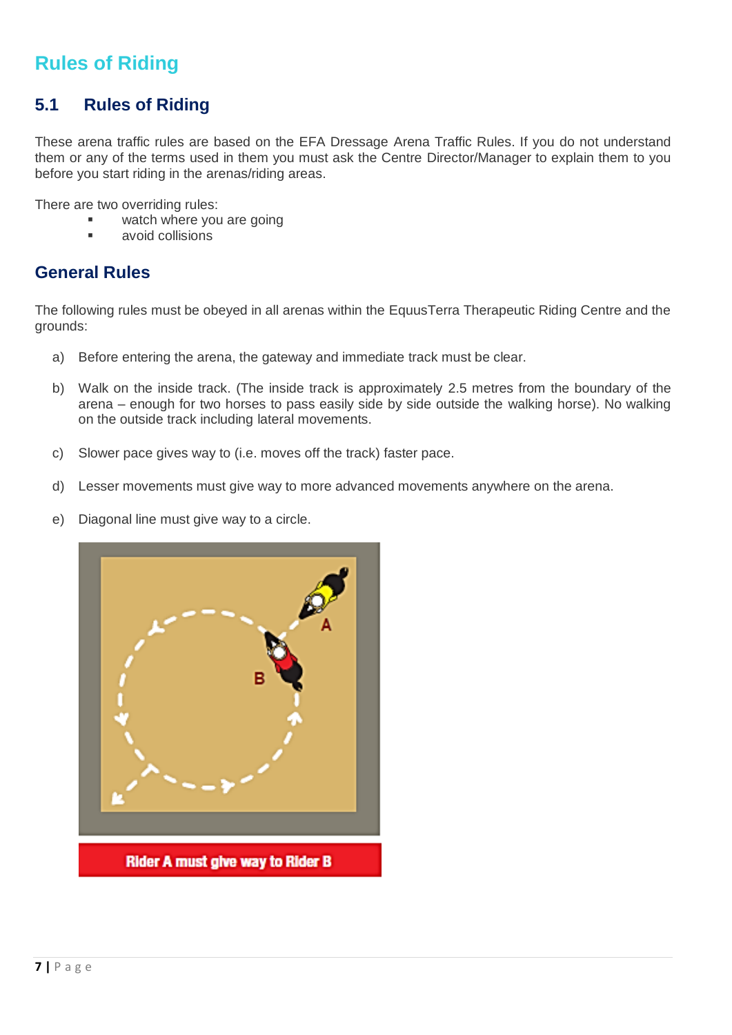# Rules of Riding

## 5.1 Rules of Riding

These arena traffic rules are based on the EFA Dressage Arena Traffic Rules. If you do not understand them or any of the terms used in them you must ask the Centre Director/Manager to explain them to you before you start riding in the arenas/riding areas.

There are two overriding rules:

- watch where you are going
- avoid collisions

## General Rules

The following rules must be obeyed in all arenas within the EquusTerra Therapeutic Riding Centre and the grounds:

a) Before entering the arena, the gateway and immediate track must be clear.

b) Walk on the inside track. (The inside track is approximately 2.5 metres from the boundary of the arena – enough for two horses to pass easily side by side outside the walking horse). No walking on the outside track including lateral movements.

c) Slower pace gives way to (i.e. moves off the track) faster pace.

d) Lesser movements must give way to more advanced movements anywhere on the arena.

e) Diagonal line must give way to a circle.

Rider A must give way to Rider B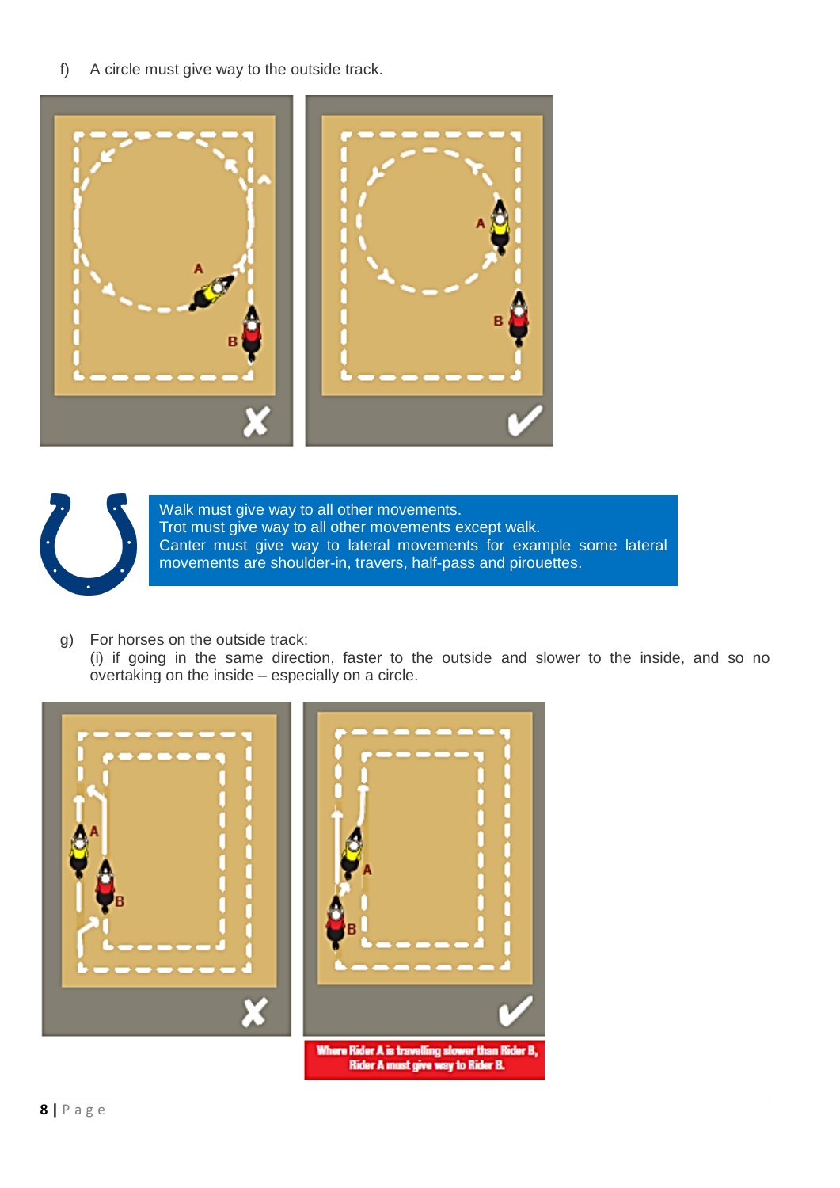f) A circle must give way to the outside track.

Walk must give way to all other movements.
Trot must give way to all other movements except walk.
Canter must give way to lateral movements for example some lateral movements are shoulder-in, travers, half-pass and pirouettes.

g) For horses on the outside track:
(i) if going in the same direction, faster to the outside and slower to the inside, and so no overtaking on the inside – especially on a circle.

Where Rider A is travelling slower than Rider B, Rider A must give way to Rider B.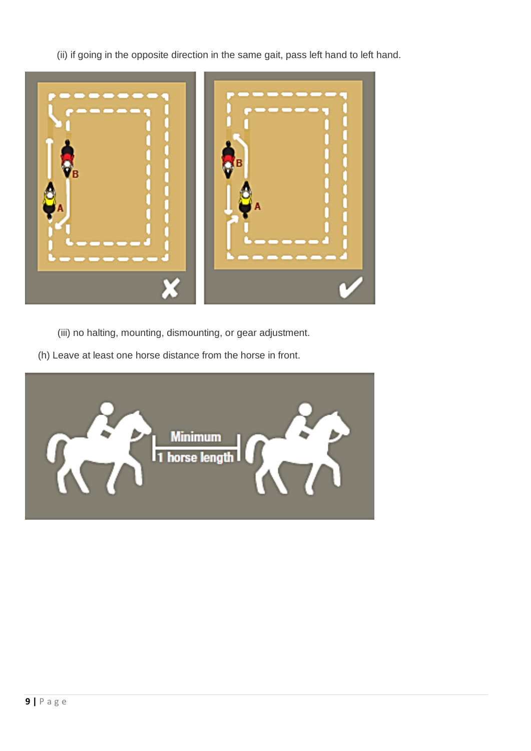(ii) if going in the opposite direction in the same gait, pass left hand to left hand.

(iii) no halting, mounting, dismounting, or gear adjustment.

(h) Leave at least one horse distance from the horse in front.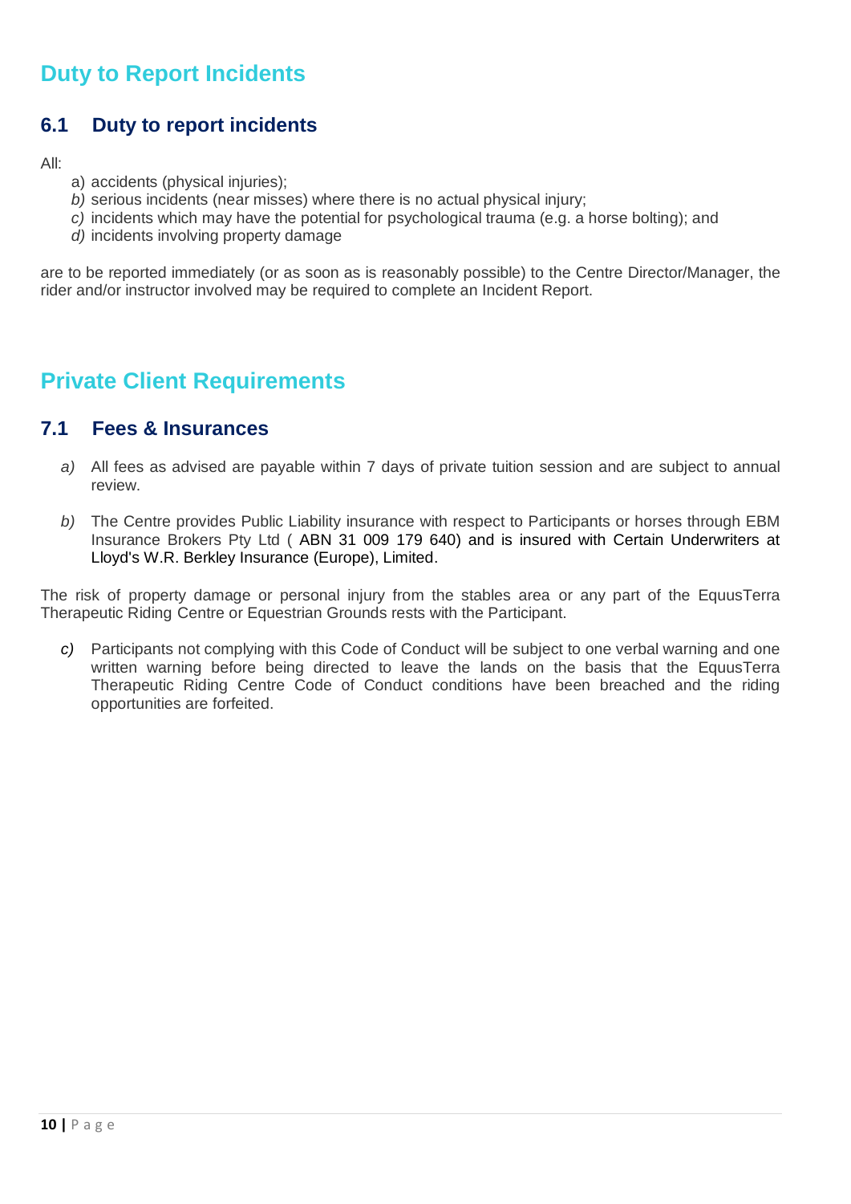# Duty to Report Incidents

## 6.1 Duty to report incidents

All:

a) accidents (physical injuries);
*b)* serious incidents (near misses) where there is no actual physical injury;
*c)* incidents which may have the potential for psychological trauma (e.g. a horse bolting); and
*d)* incidents involving property damage

are to be reported immediately (or as soon as is reasonably possible) to the Centre Director/Manager, the rider and/or instructor involved may be required to complete an Incident Report.

# Private Client Requirements

## 7.1 Fees & Insurances

*a)* All fees as advised are payable within 7 days of private tuition session and are subject to annual review.

*b)* The Centre provides Public Liability insurance with respect to Participants or horses through EBM Insurance Brokers Pty Ltd ( ABN 31 009 179 640) and is insured with Certain Underwriters at Lloyd's W.R. Berkley Insurance (Europe), Limited.

The risk of property damage or personal injury from the stables area or any part of the EquusTerra Therapeutic Riding Centre or Equestrian Grounds rests with the Participant.

*c)* Participants not complying with this Code of Conduct will be subject to one verbal warning and one written warning before being directed to leave the lands on the basis that the EquusTerra Therapeutic Riding Centre Code of Conduct conditions have been breached and the riding opportunities are forfeited.